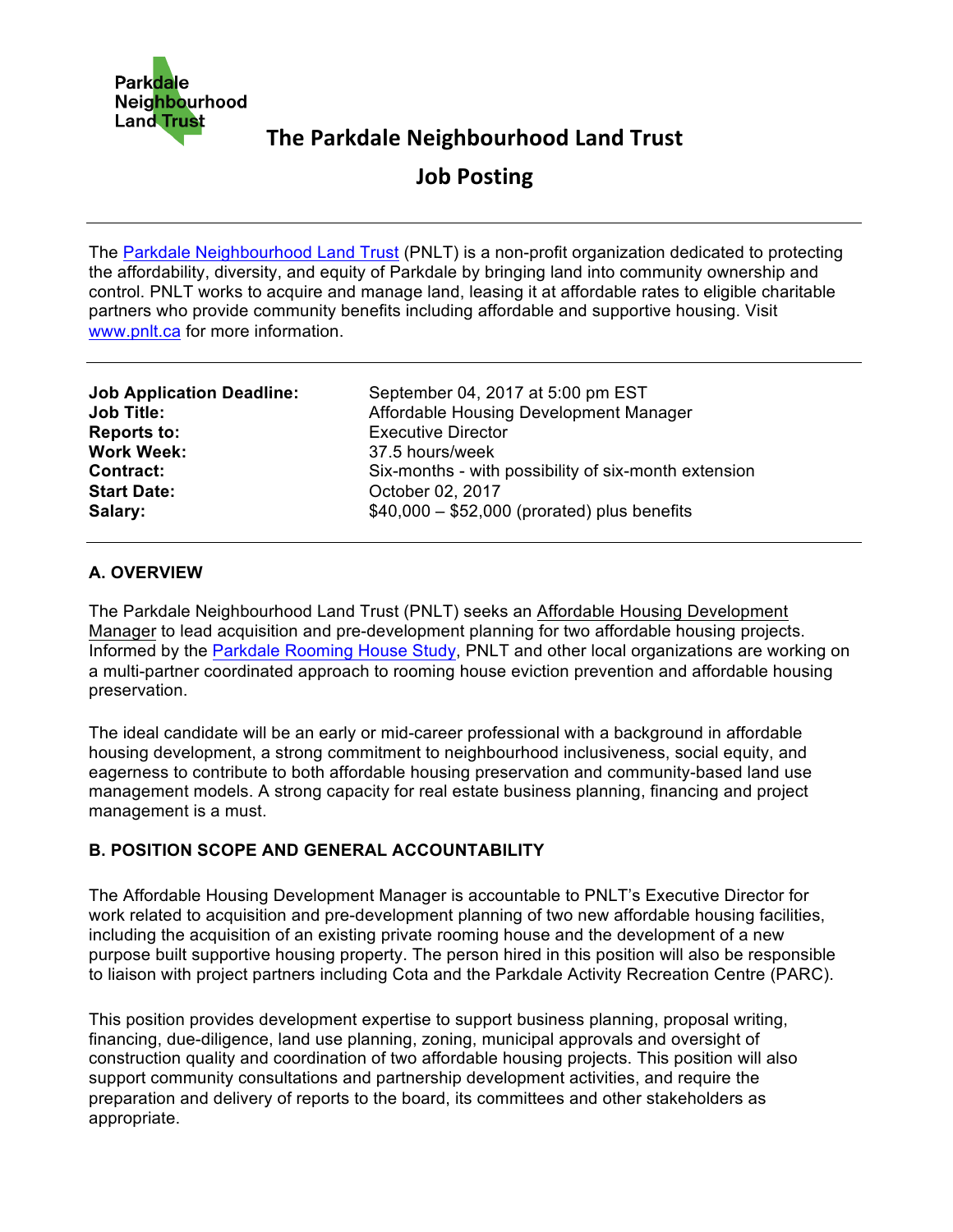Parkdale Neighbourhood Land Trust

# The Parkdale Neighbourhood Land Trust

# Job Posting

---

The Parkdale Neighbourhood Land Trust (PNLT) is a non-profit organization dedicated to protecting the affordability, diversity, and equity of Parkdale by bringing land into community ownership and control. PNLT works to acquire and manage land, leasing it at affordable rates to eligible charitable partners who provide community benefits including affordable and supportive housing. Visit www.pnlt.ca for more information.

---

| | |
|---|---|
| **Job Application Deadline:** | September 04, 2017 at 5:00 pm EST |
| **Job Title:** | Affordable Housing Development Manager |
| **Reports to:** | Executive Director |
| **Work Week:** | 37.5 hours/week |
| **Contract:** | Six-months - with possibility of six-month extension |
| **Start Date:** | October 02, 2017 |
| **Salary:** | $40,000 – $52,000 (prorated) plus benefits |

---

## A. OVERVIEW

The Parkdale Neighbourhood Land Trust (PNLT) seeks an Affordable Housing Development Manager to lead acquisition and pre-development planning for two affordable housing projects. Informed by the Parkdale Rooming House Study, PNLT and other local organizations are working on a multi-partner coordinated approach to rooming house eviction prevention and affordable housing preservation.

The ideal candidate will be an early or mid-career professional with a background in affordable housing development, a strong commitment to neighbourhood inclusiveness, social equity, and eagerness to contribute to both affordable housing preservation and community-based land use management models. A strong capacity for real estate business planning, financing and project management is a must.

## B. POSITION SCOPE AND GENERAL ACCOUNTABILITY

The Affordable Housing Development Manager is accountable to PNLT's Executive Director for work related to acquisition and pre-development planning of two new affordable housing facilities, including the acquisition of an existing private rooming house and the development of a new purpose built supportive housing property. The person hired in this position will also be responsible to liaison with project partners including Cota and the Parkdale Activity Recreation Centre (PARC).

This position provides development expertise to support business planning, proposal writing, financing, due-diligence, land use planning, zoning, municipal approvals and oversight of construction quality and coordination of two affordable housing projects. This position will also support community consultations and partnership development activities, and require the preparation and delivery of reports to the board, its committees and other stakeholders as appropriate.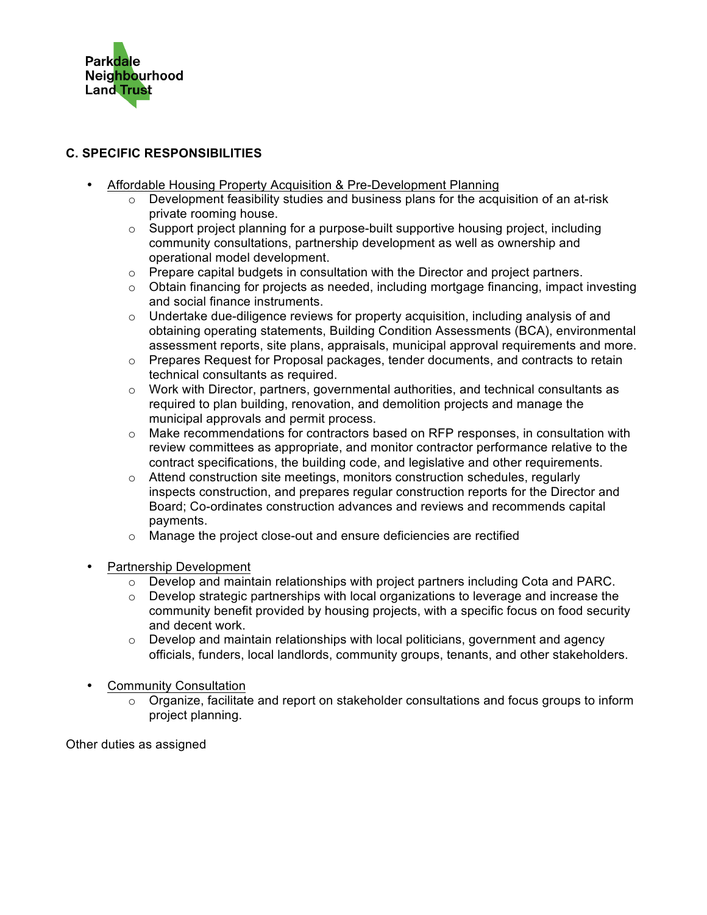### C. SPECIFIC RESPONSIBILITIES

- Affordable Housing Property Acquisition & Pre-Development Planning
  - Development feasibility studies and business plans for the acquisition of an at-risk private rooming house.
  - Support project planning for a purpose-built supportive housing project, including community consultations, partnership development as well as ownership and operational model development.
  - Prepare capital budgets in consultation with the Director and project partners.
  - Obtain financing for projects as needed, including mortgage financing, impact investing and social finance instruments.
  - Undertake due-diligence reviews for property acquisition, including analysis of and obtaining operating statements, Building Condition Assessments (BCA), environmental assessment reports, site plans, appraisals, municipal approval requirements and more.
  - Prepares Request for Proposal packages, tender documents, and contracts to retain technical consultants as required.
  - Work with Director, partners, governmental authorities, and technical consultants as required to plan building, renovation, and demolition projects and manage the municipal approvals and permit process.
  - Make recommendations for contractors based on RFP responses, in consultation with review committees as appropriate, and monitor contractor performance relative to the contract specifications, the building code, and legislative and other requirements.
  - Attend construction site meetings, monitors construction schedules, regularly inspects construction, and prepares regular construction reports for the Director and Board; Co-ordinates construction advances and reviews and recommends capital payments.
  - Manage the project close-out and ensure deficiencies are rectified

- Partnership Development
  - Develop and maintain relationships with project partners including Cota and PARC.
  - Develop strategic partnerships with local organizations to leverage and increase the community benefit provided by housing projects, with a specific focus on food security and decent work.
  - Develop and maintain relationships with local politicians, government and agency officials, funders, local landlords, community groups, tenants, and other stakeholders.

- Community Consultation
  - Organize, facilitate and report on stakeholder consultations and focus groups to inform project planning.

Other duties as assigned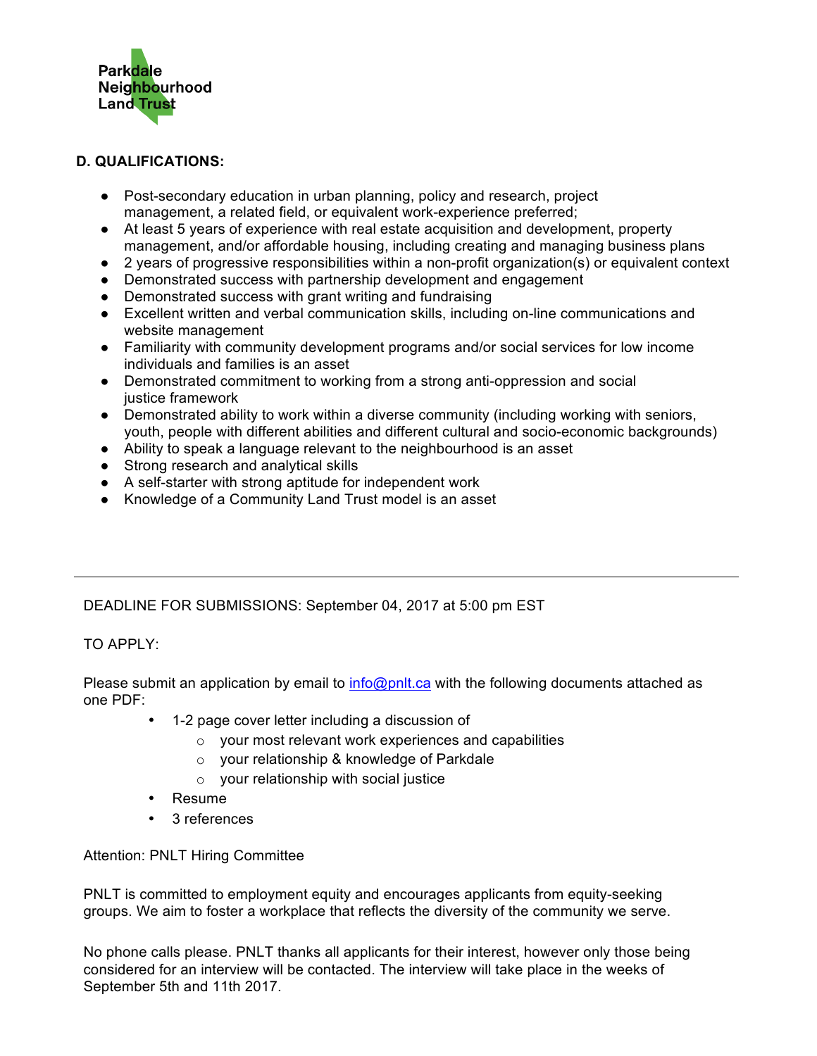Parkdale Neighbourhood Land Trust

**D. QUALIFICATIONS:**

- Post-secondary education in urban planning, policy and research, project management, a related field, or equivalent work-experience preferred;
- At least 5 years of experience with real estate acquisition and development, property management, and/or affordable housing, including creating and managing business plans
- 2 years of progressive responsibilities within a non-profit organization(s) or equivalent context
- Demonstrated success with partnership development and engagement
- Demonstrated success with grant writing and fundraising
- Excellent written and verbal communication skills, including on-line communications and website management
- Familiarity with community development programs and/or social services for low income individuals and families is an asset
- Demonstrated commitment to working from a strong anti-oppression and social justice framework
- Demonstrated ability to work within a diverse community (including working with seniors, youth, people with different abilities and different cultural and socio-economic backgrounds)
- Ability to speak a language relevant to the neighbourhood is an asset
- Strong research and analytical skills
- A self-starter with strong aptitude for independent work
- Knowledge of a Community Land Trust model is an asset

---

DEADLINE FOR SUBMISSIONS: September 04, 2017 at 5:00 pm EST

TO APPLY:

Please submit an application by email to info@pnlt.ca with the following documents attached as one PDF:

- 1-2 page cover letter including a discussion of
  - your most relevant work experiences and capabilities
  - your relationship & knowledge of Parkdale
  - your relationship with social justice
- Resume
- 3 references

Attention: PNLT Hiring Committee

PNLT is committed to employment equity and encourages applicants from equity-seeking groups. We aim to foster a workplace that reflects the diversity of the community we serve.

No phone calls please. PNLT thanks all applicants for their interest, however only those being considered for an interview will be contacted. The interview will take place in the weeks of September 5th and 11th 2017.